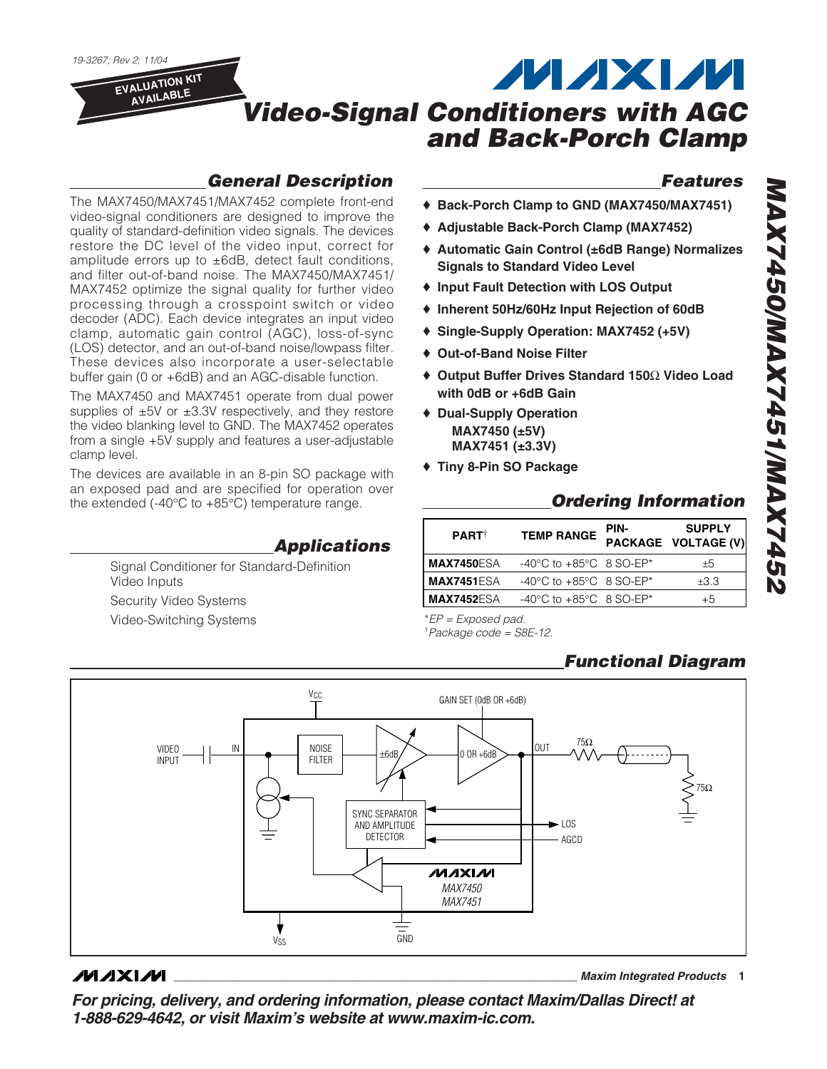19-3267; Rev 2; 11/04

EVALUATION KIT AVAILABLE

# Video-Signal Conditioners with AGC and Back-Porch Clamp

## General Description

The MAX7450/MAX7451/MAX7452 complete front-end video-signal conditioners are designed to improve the quality of standard-definition video signals. The devices restore the DC level of the video input, correct for amplitude errors up to ±6dB, detect fault conditions, and filter out-of-band noise. The MAX7450/MAX7451/MAX7452 optimize the signal quality for further video processing through a crosspoint switch or video decoder (ADC). Each device integrates an input video clamp, automatic gain control (AGC), loss-of-sync (LOS) detector, and an out-of-band noise/lowpass filter. These devices also incorporate a user-selectable buffer gain (0 or +6dB) and an AGC-disable function.

The MAX7450 and MAX7451 operate from dual power supplies of ±5V or ±3.3V respectively, and they restore the video blanking level to GND. The MAX7452 operates from a single +5V supply and features a user-adjustable clamp level.

The devices are available in an 8-pin SO package with an exposed pad and are specified for operation over the extended (-40°C to +85°C) temperature range.

## Applications

Signal Conditioner for Standard-Definition Video Inputs

Security Video Systems

Video-Switching Systems

## Features

- Back-Porch Clamp to GND (MAX7450/MAX7451)
- Adjustable Back-Porch Clamp (MAX7452)
- Automatic Gain Control (±6dB Range) Normalizes Signals to Standard Video Level
- Input Fault Detection with LOS Output
- Inherent 50Hz/60Hz Input Rejection of 60dB
- Single-Supply Operation: MAX7452 (+5V)
- Out-of-Band Noise Filter
- Output Buffer Drives Standard 150Ω Video Load with 0dB or +6dB Gain
- Dual-Supply Operation
  - MAX7450 (±5V)
  - MAX7451 (±3.3V)
- Tiny 8-Pin SO Package

## Ordering Information

| PART[†] | TEMP RANGE | PIN-PACKAGE | SUPPLY VOLTAGE (V) |
|---|---|---|---|
| **MAX7450**ESA | -40°C to +85°C | 8 SO-EP* | ±5 |
| **MAX7451**ESA | -40°C to +85°C | 8 SO-EP* | ±3.3 |
| **MAX7452**ESA | -40°C to +85°C | 8 SO-EP* | +5 |

*EP = Exposed pad.

[†]Package code = S8E-12.

## Functional Diagram

VIDEO INPUT — IN — NOISE FILTER — ±6dB — 0 OR +6dB — OUT — 75Ω — 75Ω

$V_{CC}$, GAIN SET (0dB OR +6dB), SYNC SEPARATOR AND AMPLITUDE DETECTOR, LOS, AGCD, $V_{SS}$, GND

MAX7450 / MAX7451

Maxim Integrated Products

**For pricing, delivery, and ordering information, please contact Maxim/Dallas Direct! at 1-888-629-4642, or visit Maxim's website at www.maxim-ic.com.**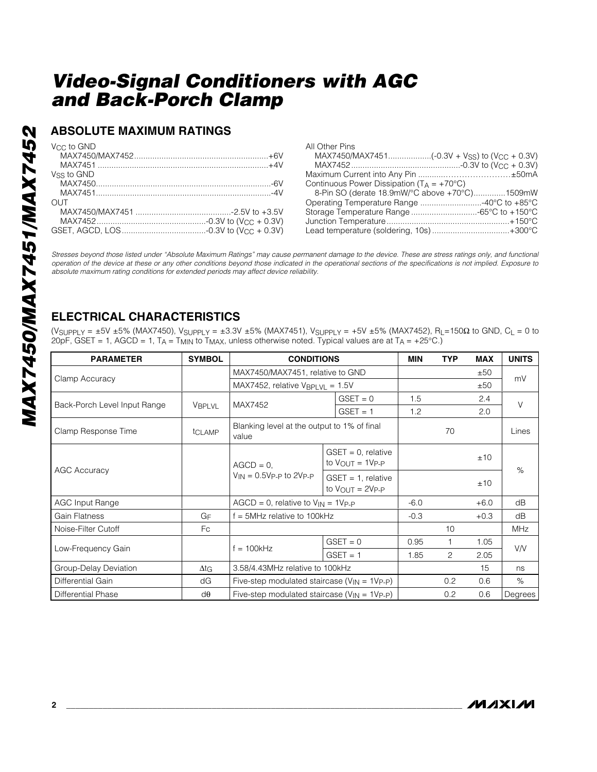## ABSOLUTE MAXIMUM RATINGS

$V_{CC}$ to GND
- MAX7450/MAX7452 ............................................................+6V
- MAX7451 ..........................................................................+4V

$V_{SS}$ to GND
- MAX7450............................................................................-6V
- MAX7451............................................................................-4V

OUT
- MAX7450/MAX7451 ..........................................-2.5V to +3.5V
- MAX7452 ................................................-0.3V to ($V_{CC}$ + 0.3V)

GSET, AGCD, LOS.....................................-0.3V to ($V_{CC}$ + 0.3V)

All Other Pins
- MAX7450/MAX7451..................(-0.3V + $V_{SS}$) to ($V_{CC}$ + 0.3V)
- MAX7452 ................................................-0.3V to ($V_{CC}$ + 0.3V)

Maximum Current into Any Pin ..........................................±50mA

Continuous Power Dissipation ($T_A$ = +70°C)
- 8-Pin SO (derate 18.9mW/°C above +70°C)..............1509mW

Operating Temperature Range ...........................-40°C to +85°C

Storage Temperature Range .............................-65°C to +150°C

Junction Temperature ......................................................+150°C

Lead temperature (soldering, 10s) .................................+300°C

*Stresses beyond those listed under "Absolute Maximum Ratings" may cause permanent damage to the device. These are stress ratings only, and functional operation of the device at these or any other conditions beyond those indicated in the operational sections of the specifications is not implied. Exposure to absolute maximum rating conditions for extended periods may affect device reliability.*

## ELECTRICAL CHARACTERISTICS

($V_{SUPPLY}$ = ±5V ±5% (MAX7450), $V_{SUPPLY}$ = ±3.3V ±5% (MAX7451), $V_{SUPPLY}$ = +5V ±5% (MAX7452), $R_L$=150Ω to GND, $C_L$ = 0 to 20pF, GSET = 1, AGCD = 1, $T_A$ = $T_{MIN}$ to $T_{MAX}$, unless otherwise noted. Typical values are at $T_A$ = +25°C.)

| PARAMETER | SYMBOL | CONDITIONS | | MIN | TYP | MAX | UNITS |
|---|---|---|---|---|---|---|---|
| Clamp Accuracy | | MAX7450/MAX7451, relative to GND | | | | ±50 | mV |
| | | MAX7452, relative $V_{BPLVL}$ = 1.5V | | | | ±50 | |
| Back-Porch Level Input Range | $V_{BPLVL}$ | MAX7452 | GSET = 0 | 1.5 | | 2.4 | V |
| | | | GSET = 1 | 1.2 | | 2.0 | |
| Clamp Response Time | $t_{CLAMP}$ | Blanking level at the output to 1% of final value | | | 70 | | Lines |
| AGC Accuracy | | AGCD = 0, $V_{IN}$ = 0.5$V_{P-P}$ to 2$V_{P-P}$ | GSET = 0, relative to $V_{OUT}$ = 1$V_{P-P}$ | | | ±10 | % |
| | | | GSET = 1, relative to $V_{OUT}$ = 2$V_{P-P}$ | | | ±10 | |
| AGC Input Range | | AGCD = 0, relative to $V_{IN}$ = 1$V_{P-P}$ | | -6.0 | | +6.0 | dB |
| Gain Flatness | $G_F$ | f = 5MHz relative to 100kHz | | -0.3 | | +0.3 | dB |
| Noise-Filter Cutoff | Fc | | | | 10 | | MHz |
| Low-Frequency Gain | | f = 100kHz | GSET = 0 | 0.95 | 1 | 1.05 | V/V |
| | | | GSET = 1 | 1.85 | 2 | 2.05 | |
| Group-Delay Deviation | $\Delta t_G$ | 3.58/4.43MHz relative to 100kHz | | | | 15 | ns |
| Differential Gain | dG | Five-step modulated staircase ($V_{IN}$ = 1$V_{P-P}$) | | | 0.2 | 0.6 | % |
| Differential Phase | dθ | Five-step modulated staircase ($V_{IN}$ = 1$V_{P-P}$) | | | 0.2 | 0.6 | Degrees |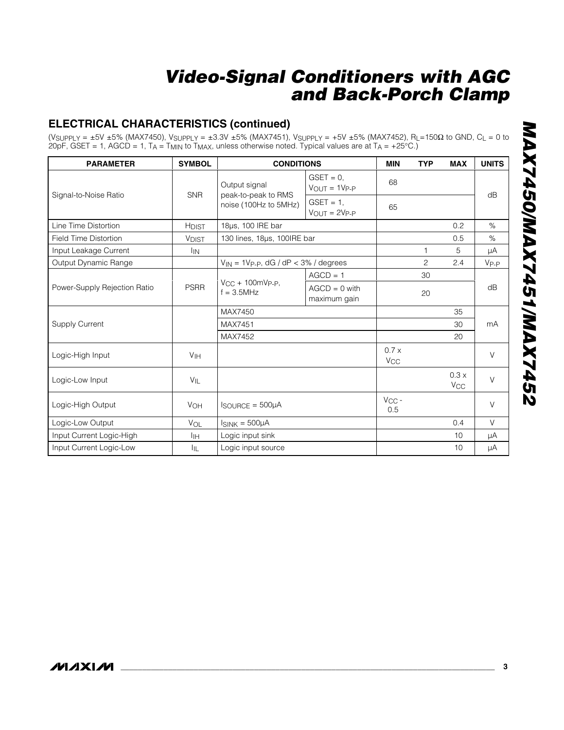## ELECTRICAL CHARACTERISTICS (continued)

($V_{SUPPLY}$ = ±5V ±5% (MAX7450), $V_{SUPPLY}$ = ±3.3V ±5% (MAX7451), $V_{SUPPLY}$ = +5V ±5% (MAX7452), $R_L$=150Ω to GND, $C_L$ = 0 to 20pF, GSET = 1, AGCD = 1, $T_A$ = $T_{MIN}$ to $T_{MAX}$, unless otherwise noted. Typical values are at $T_A$ = +25°C.)

| PARAMETER | SYMBOL | CONDITIONS | | MIN | TYP | MAX | UNITS |
|---|---|---|---|---|---|---|---|
| Signal-to-Noise Ratio | SNR | Output signal peak-to-peak to RMS noise (100Hz to 5MHz) | GSET = 0, $V_{OUT}$ = $1V_{P-P}$ | 68 | | | dB |
| | | | GSET = 1, $V_{OUT}$ = $2V_{P-P}$ | 65 | | | |
| Line Time Distortion | $H_{DIST}$ | 18µs, 100 IRE bar | | | | 0.2 | % |
| Field Time Distortion | $V_{DIST}$ | 130 lines, 18µs, 100IRE bar | | | | 0.5 | % |
| Input Leakage Current | $I_{IN}$ | | | | 1 | 5 | µA |
| Output Dynamic Range | | $V_{IN}$ = $1V_{P-P}$, dG / dP < 3% / degrees | | | 2 | 2.4 | $V_{P-P}$ |
| Power-Supply Rejection Ratio | PSRR | $V_{CC}$ + $100mV_{P-P}$, f = 3.5MHz | AGCD = 1 | | 30 | | dB |
| | | | AGCD = 0 with maximum gain | | 20 | | |
| Supply Current | | MAX7450 | | | | 35 | mA |
| | | MAX7451 | | | | 30 | |
| | | MAX7452 | | | | 20 | |
| Logic-High Input | $V_{IH}$ | | | 0.7 x $V_{CC}$ | | | V |
| Logic-Low Input | $V_{IL}$ | | | | | 0.3 x $V_{CC}$ | V |
| Logic-High Output | $V_{OH}$ | $I_{SOURCE}$ = 500µA | | $V_{CC}$ - 0.5 | | | V |
| Logic-Low Output | $V_{OL}$ | $I_{SINK}$ = 500µA | | | | 0.4 | V |
| Input Current Logic-High | $I_{IH}$ | Logic input sink | | | | 10 | µA |
| Input Current Logic-Low | $I_{IL}$ | Logic input source | | | | 10 | µA |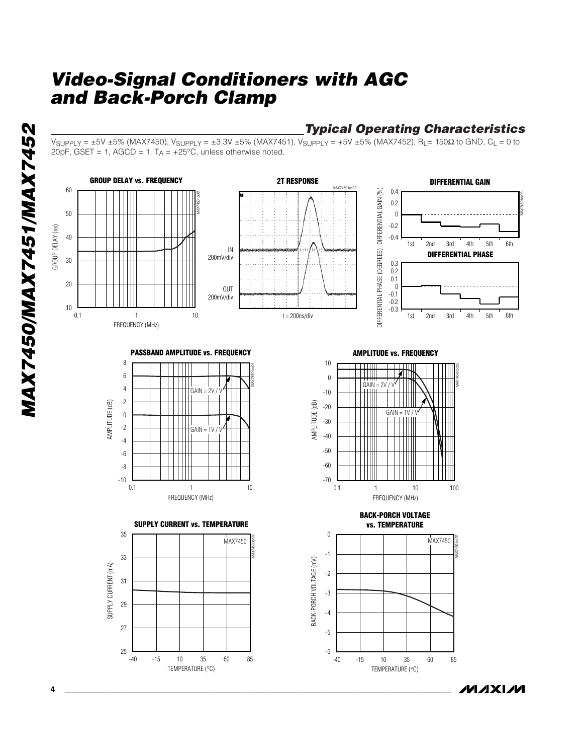## Typical Operating Characteristics

($V_{SUPPLY}$ = ±5V ±5% (MAX7450), $V_{SUPPLY}$ = ±3.3V ±5% (MAX7451), $V_{SUPPLY}$ = +5V ±5% (MAX7452), $R_L$= 150Ω to GND, $C_L$ = 0 to 20pF, GSET = 1, AGCD = 1. $T_A$ = +25°C, unless otherwise noted.)

**GROUP DELAY vs. FREQUENCY**

**2T RESPONSE**

**DIFFERENTIAL GAIN**

**DIFFERENTIAL PHASE**

**PASSBAND AMPLITUDE vs. FREQUENCY**

**AMPLITUDE vs. FREQUENCY**

**SUPPLY CURRENT vs. TEMPERATURE**

**BACK-PORCH VOLTAGE vs. TEMPERATURE**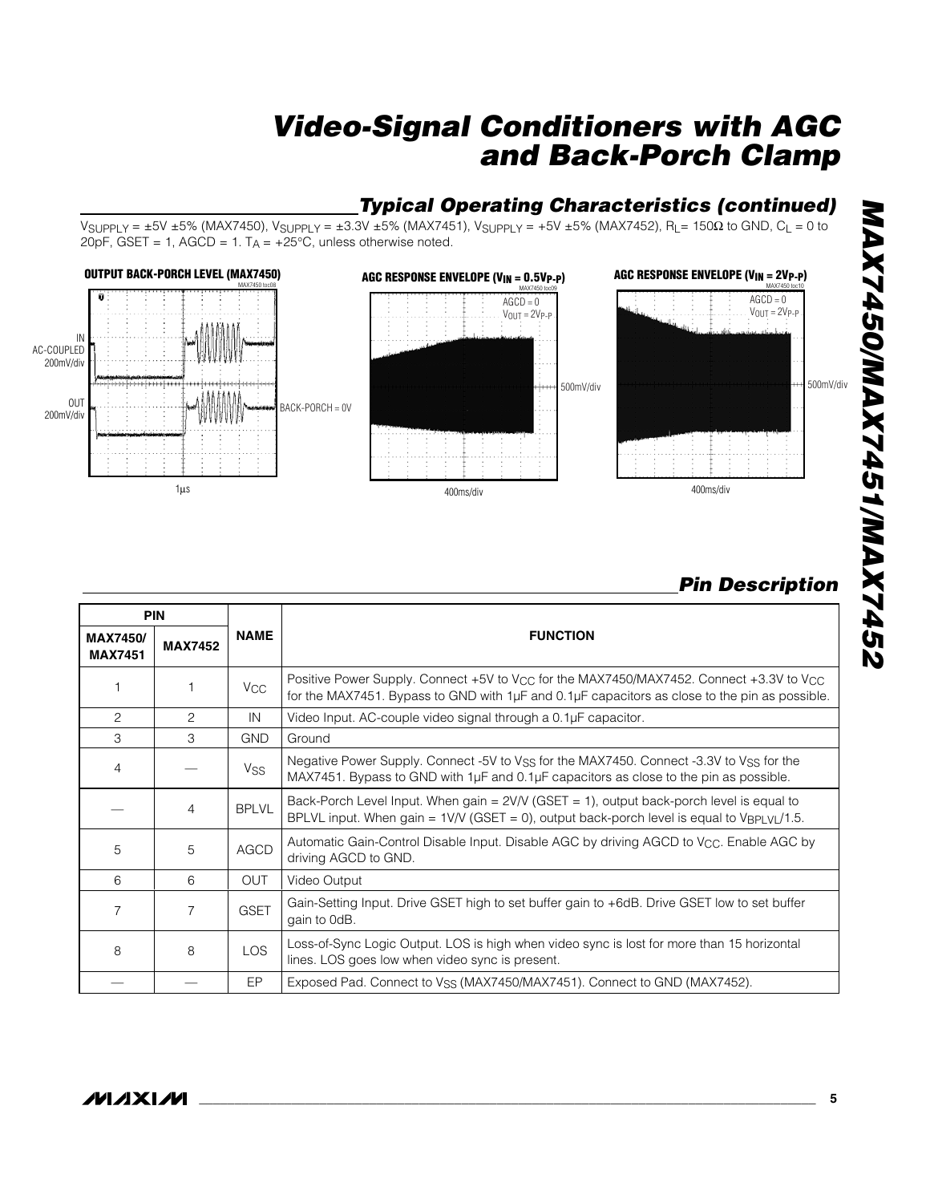## Typical Operating Characteristics (continued)

$V_{SUPPLY}$ = ±5V ±5% (MAX7450), $V_{SUPPLY}$ = ±3.3V ±5% (MAX7451), $V_{SUPPLY}$ = +5V ±5% (MAX7452), $R_L$= 150Ω to GND, $C_L$ = 0 to 20pF, GSET = 1, AGCD = 1. $T_A$ = +25°C, unless otherwise noted.

**OUTPUT BACK-PORCH LEVEL (MAX7450)**

IN AC-COUPLED 200mV/div

OUT 200mV/div

BACK-PORCH = 0V

1µs

**AGC RESPONSE ENVELOPE ($V_{IN}$ = 0.5$V_{P-P}$)**

AGCD = 0
$V_{OUT}$ = 2$V_{P-P}$

500mV/div

400ms/div

**AGC RESPONSE ENVELOPE ($V_{IN}$ = 2$V_{P-P}$)**

AGCD = 0
$V_{OUT}$ = 2$V_{P-P}$

500mV/div

400ms/div

## Pin Description

| PIN | | NAME | FUNCTION |
|---|---|---|---|
| MAX7450/ MAX7451 | MAX7452 | | |
| 1 | 1 | $V_{CC}$ | Positive Power Supply. Connect +5V to $V_{CC}$ for the MAX7450/MAX7452. Connect +3.3V to $V_{CC}$ for the MAX7451. Bypass to GND with 1µF and 0.1µF capacitors as close to the pin as possible. |
| 2 | 2 | IN | Video Input. AC-couple video signal through a 0.1µF capacitor. |
| 3 | 3 | GND | Ground |
| 4 | — | $V_{SS}$ | Negative Power Supply. Connect -5V to $V_{SS}$ for the MAX7450. Connect -3.3V to $V_{SS}$ for the MAX7451. Bypass to GND with 1µF and 0.1µF capacitors as close to the pin as possible. |
| — | 4 | BPLVL | Back-Porch Level Input. When gain = 2V/V (GSET = 1), output back-porch level is equal to BPLVL input. When gain = 1V/V (GSET = 0), output back-porch level is equal to $V_{BPLVL}$/1.5. |
| 5 | 5 | AGCD | Automatic Gain-Control Disable Input. Disable AGC by driving AGCD to $V_{CC}$. Enable AGC by driving AGCD to GND. |
| 6 | 6 | OUT | Video Output |
| 7 | 7 | GSET | Gain-Setting Input. Drive GSET high to set buffer gain to +6dB. Drive GSET low to set buffer gain to 0dB. |
| 8 | 8 | LOS | Loss-of-Sync Logic Output. LOS is high when video sync is lost for more than 15 horizontal lines. LOS goes low when video sync is present. |
| — | — | EP | Exposed Pad. Connect to $V_{SS}$ (MAX7450/MAX7451). Connect to GND (MAX7452). |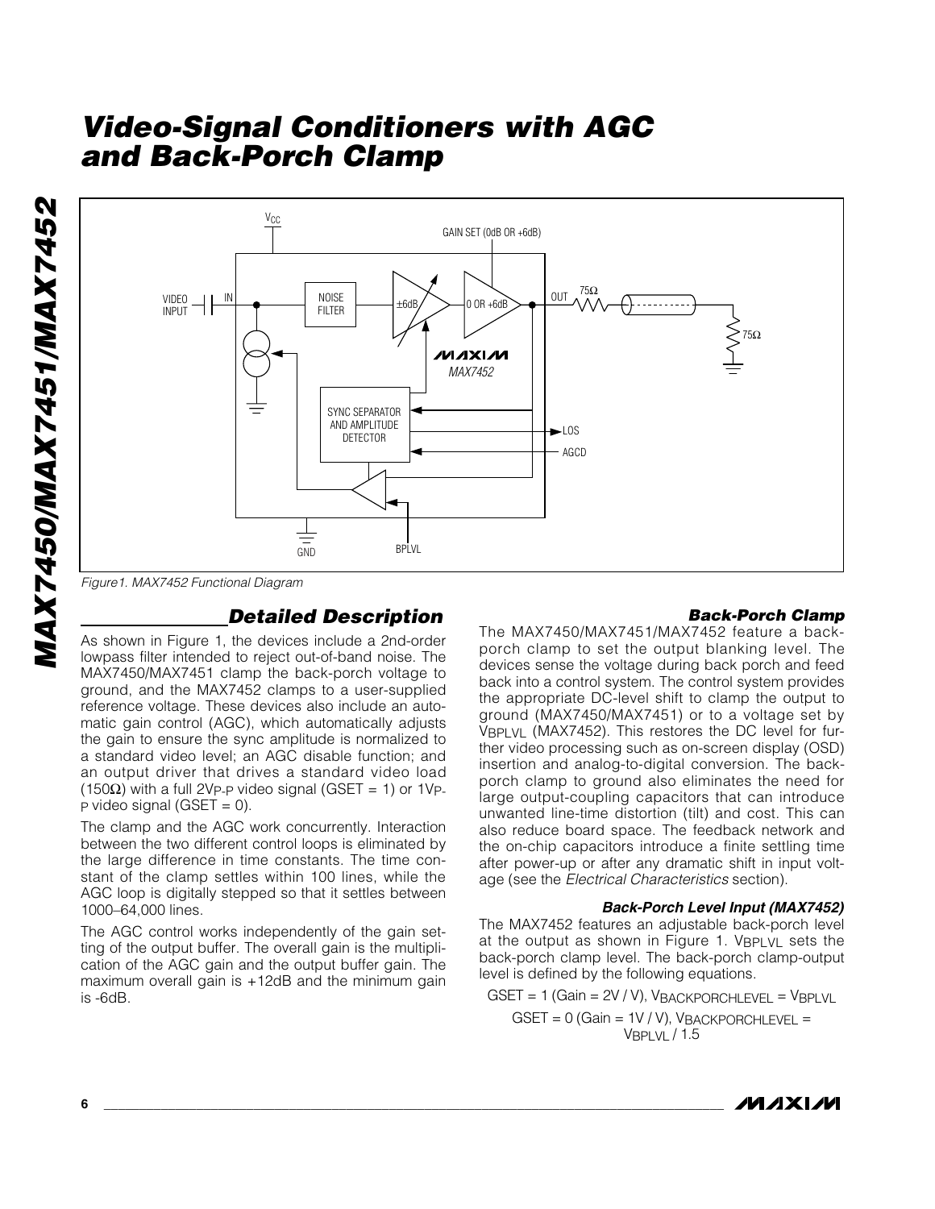Figure1. MAX7452 Functional Diagram

## Detailed Description

As shown in Figure 1, the devices include a 2nd-order lowpass filter intended to reject out-of-band noise. The MAX7450/MAX7451 clamp the back-porch voltage to ground, and the MAX7452 clamps to a user-supplied reference voltage. These devices also include an automatic gain control (AGC), which automatically adjusts the gain to ensure the sync amplitude is normalized to a standard video level; an AGC disable function; and an output driver that drives a standard video load (150Ω) with a full $2V_{P-P}$ video signal (GSET = 1) or $1V_{P-P}$ video signal (GSET = 0).

The clamp and the AGC work concurrently. Interaction between the two different control loops is eliminated by the large difference in time constants. The time constant of the clamp settles within 100 lines, while the AGC loop is digitally stepped so that it settles between 1000–64,000 lines.

The AGC control works independently of the gain setting of the output buffer. The overall gain is the multiplication of the AGC gain and the output buffer gain. The maximum overall gain is +12dB and the minimum gain is -6dB.

### Back-Porch Clamp

The MAX7450/MAX7451/MAX7452 feature a back-porch clamp to set the output blanking level. The devices sense the voltage during back porch and feed back into a control system. The control system provides the appropriate DC-level shift to clamp the output to ground (MAX7450/MAX7451) or to a voltage set by $V_{BPLVL}$ (MAX7452). This restores the DC level for further video processing such as on-screen display (OSD) insertion and analog-to-digital conversion. The back-porch clamp to ground also eliminates the need for large output-coupling capacitors that can introduce unwanted line-time distortion (tilt) and cost. This can also reduce board space. The feedback network and the on-chip capacitors introduce a finite settling time after power-up or after any dramatic shift in input voltage (see the *Electrical Characteristics* section).

#### Back-Porch Level Input (MAX7452)

The MAX7452 features an adjustable back-porch level at the output as shown in Figure 1. $V_{BPLVL}$ sets the back-porch clamp level. The back-porch clamp-output level is defined by the following equations.

$$GSET = 1\ (Gain = 2V/V),\ V_{BACKPORCHLEVEL} = V_{BPLVL}$$

$$GSET = 0\ (Gain = 1V/V),\ V_{BACKPORCHLEVEL} = V_{BPLVL} / 1.5$$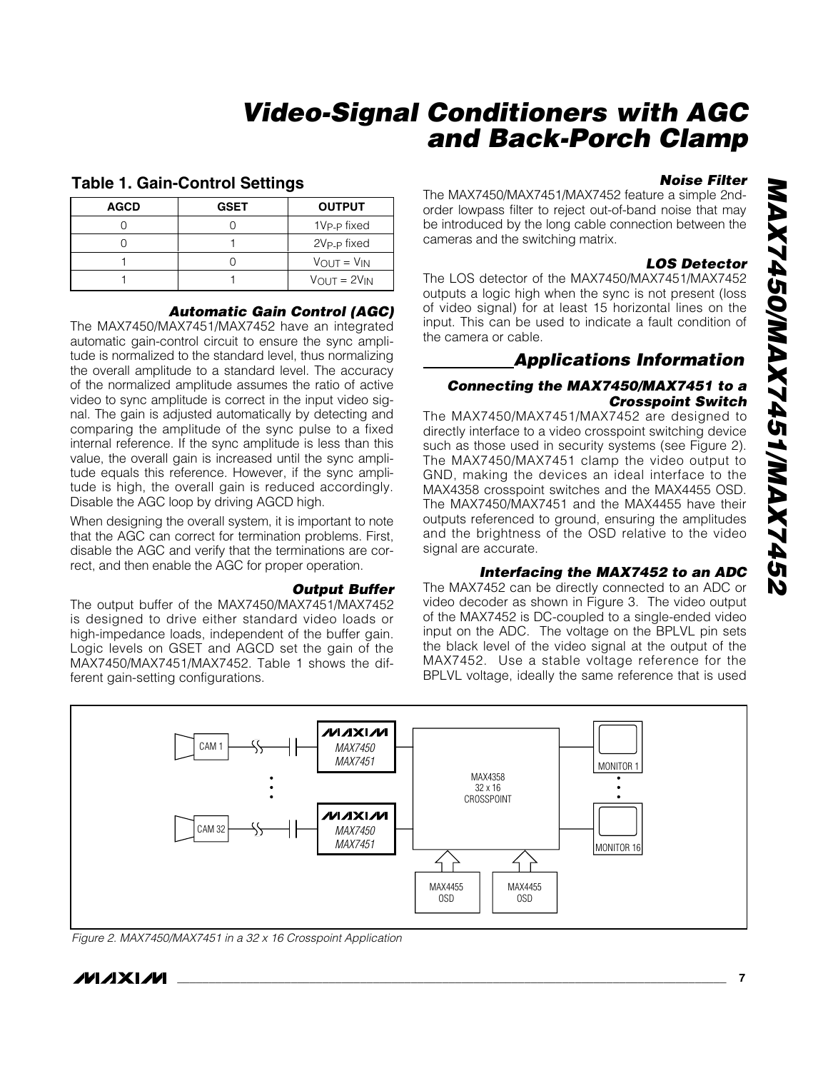## Table 1. Gain-Control Settings

| AGCD | GSET | OUTPUT |
|---|---|---|
| 0 | 0 | $1V_{P-P}$ fixed |
| 0 | 1 | $2V_{P-P}$ fixed |
| 1 | 0 | $V_{OUT} = V_{IN}$ |
| 1 | 1 | $V_{OUT} = 2V_{IN}$ |

### Automatic Gain Control (AGC)

The MAX7450/MAX7451/MAX7452 have an integrated automatic gain-control circuit to ensure the sync amplitude is normalized to the standard level, thus normalizing the overall amplitude to a standard level. The accuracy of the normalized amplitude assumes the ratio of active video to sync amplitude is correct in the input video signal. The gain is adjusted automatically by detecting and comparing the amplitude of the sync pulse to a fixed internal reference. If the sync amplitude is less than this value, the overall gain is increased until the sync amplitude equals this reference. However, if the sync amplitude is high, the overall gain is reduced accordingly. Disable the AGC loop by driving AGCD high.

When designing the overall system, it is important to note that the AGC can correct for termination problems. First, disable the AGC and verify that the terminations are correct, and then enable the AGC for proper operation.

### Output Buffer

The output buffer of the MAX7450/MAX7451/MAX7452 is designed to drive either standard video loads or high-impedance loads, independent of the buffer gain. Logic levels on GSET and AGCD set the gain of the MAX7450/MAX7451/MAX7452. Table 1 shows the different gain-setting configurations.

### Noise Filter

The MAX7450/MAX7451/MAX7452 feature a simple 2nd-order lowpass filter to reject out-of-band noise that may be introduced by the long cable connection between the cameras and the switching matrix.

### LOS Detector

The LOS detector of the MAX7450/MAX7451/MAX7452 outputs a logic high when the sync is not present (loss of video signal) for at least 15 horizontal lines on the input. This can be used to indicate a fault condition of the camera or cable.

## Applications Information

### Connecting the MAX7450/MAX7451 to a Crosspoint Switch

The MAX7450/MAX7451/MAX7452 are designed to directly interface to a video crosspoint switching device such as those used in security systems (see Figure 2). The MAX7450/MAX7451 clamp the video output to GND, making the devices an ideal interface to the MAX4358 crosspoint switches and the MAX4455 OSD. The MAX7450/MAX7451 and the MAX4455 have their outputs referenced to ground, ensuring the amplitudes and the brightness of the OSD relative to the video signal are accurate.

### Interfacing the MAX7452 to an ADC

The MAX7452 can be directly connected to an ADC or video decoder as shown in Figure 3. The video output of the MAX7452 is DC-coupled to a single-ended video input on the ADC. The voltage on the BPLVL pin sets the black level of the video signal at the output of the MAX7452. Use a stable voltage reference for the BPLVL voltage, ideally the same reference that is used

*Figure 2. MAX7450/MAX7451 in a 32 x 16 Crosspoint Application*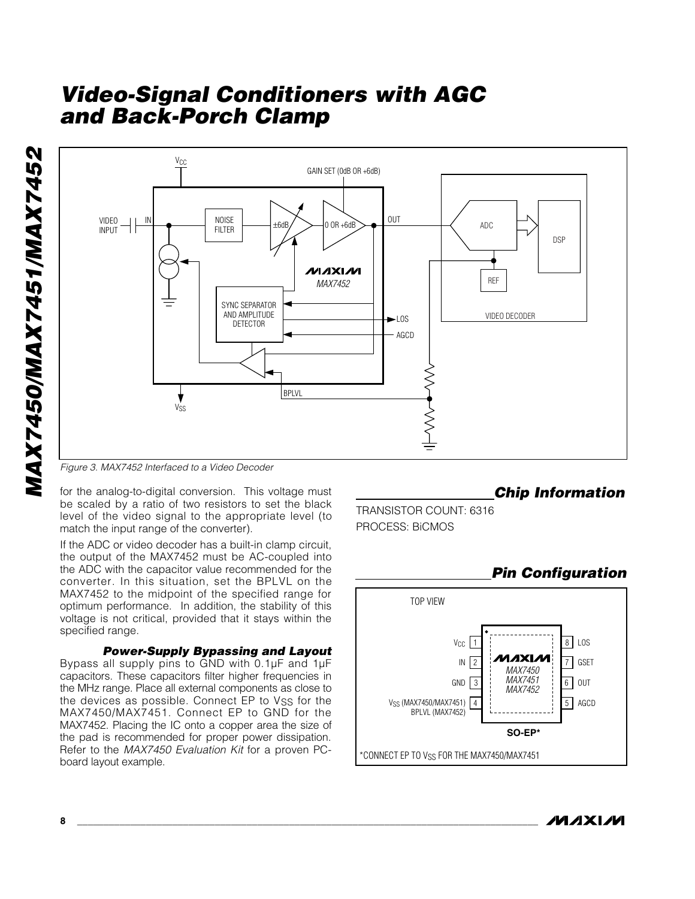Figure 3. MAX7452 Interfaced to a Video Decoder

for the analog-to-digital conversion. This voltage must be scaled by a ratio of two resistors to set the black level of the video signal to the appropriate level (to match the input range of the converter).

If the ADC or video decoder has a built-in clamp circuit, the output of the MAX7452 must be AC-coupled into the ADC with the capacitor value recommended for the converter. In this situation, set the BPLVL on the MAX7452 to the midpoint of the specified range for optimum performance. In addition, the stability of this voltage is not critical, provided that it stays within the specified range.

### Power-Supply Bypassing and Layout

Bypass all supply pins to GND with 0.1µF and 1µF capacitors. These capacitors filter higher frequencies in the MHz range. Place all external components as close to the devices as possible. Connect EP to $V_{SS}$ for the MAX7450/MAX7451. Connect EP to GND for the MAX7452. Placing the IC onto a copper area the size of the pad is recommended for proper power dissipation. Refer to the *MAX7450 Evaluation Kit* for a proven PC-board layout example.

## Chip Information

TRANSISTOR COUNT: 6316

PROCESS: BiCMOS

## Pin Configuration

TOP VIEW

| Pin | Name | Pin | Name |
|---|---|---|---|
| 1 | $V_{CC}$ | 8 | LOS |
| 2 | IN | 7 | GSET |
| 3 | GND | 6 | OUT |
| 4 | $V_{SS}$ (MAX7450/MAX7451) BPLVL (MAX7452) | 5 | AGCD |

MAX7450 / MAX7451 / MAX7452

SO-EP*

*CONNECT EP TO $V_{SS}$ FOR THE MAX7450/MAX7451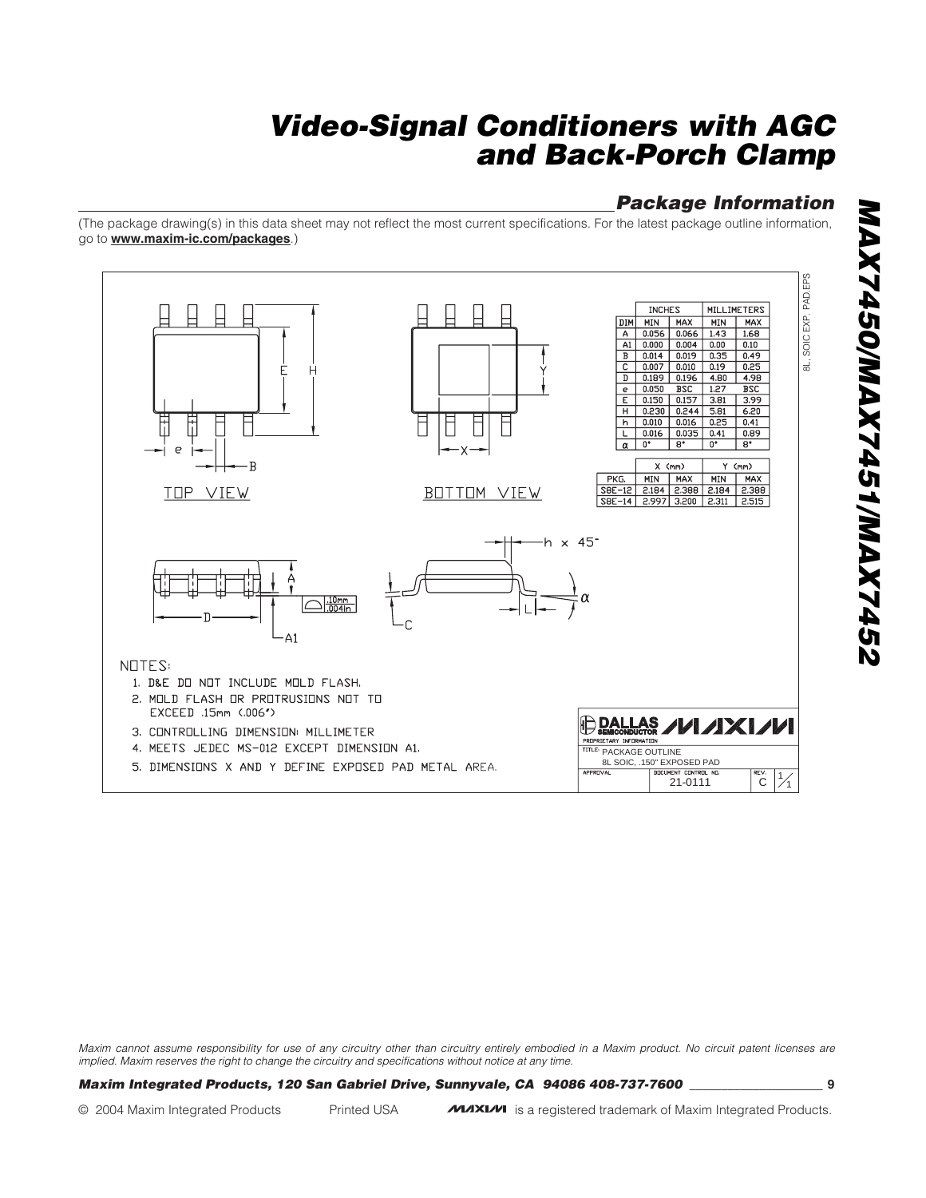## Package Information

(The package drawing(s) in this data sheet may not reflect the most current specifications. For the latest package outline information, go to **www.maxim-ic.com/packages**.)

| DIM | INCHES MIN | INCHES MAX | MILLIMETERS MIN | MILLIMETERS MAX |
|---|---|---|---|---|
| A | 0.056 | 0.066 | 1.43 | 1.68 |
| A1 | 0.000 | 0.004 | 0.00 | 0.10 |
| B | 0.014 | 0.019 | 0.35 | 0.49 |
| C | 0.007 | 0.010 | 0.19 | 0.25 |
| D | 0.189 | 0.196 | 4.80 | 4.98 |
| e | 0.050 | BSC | 1.27 | BSC |
| E | 0.150 | 0.157 | 3.81 | 3.99 |
| H | 0.230 | 0.244 | 5.81 | 6.20 |
| h | 0.010 | 0.016 | 0.25 | 0.41 |
| L | 0.016 | 0.035 | 0.41 | 0.89 |
| α | 0° | 8° | 0° | 8° |

| PKG. | X (mm) MIN | X (mm) MAX | Y (mm) MIN | Y (mm) MAX |
|---|---|---|---|---|
| S8E-12 | 2.184 | 2.388 | 2.184 | 2.388 |
| S8E-14 | 2.997 | 3.200 | 2.311 | 2.515 |

TOP VIEW

BOTTOM VIEW

h x 45°

.10mm
.004in

NOTES:
1. D&E DO NOT INCLUDE MOLD FLASH.
2. MOLD FLASH OR PROTRUSIONS NOT TO EXCEED .15mm (.006")
3. CONTROLLING DIMENSION: MILLIMETER
4. MEETS JEDEC MS-012 EXCEPT DIMENSION A1.
5. DIMENSIONS X AND Y DEFINE EXPOSED PAD METAL AREA.

DALLAS SEMICONDUCTOR MAXIM
PROPRIETARY INFORMATION
TITLE: PACKAGE OUTLINE
8L SOIC, .150" EXPOSED PAD
APPROVAL | DOCUMENT CONTROL NO. 21-0111 | REV. C | 1/1

8L, SOIC EXP. PAD.EPS

*Maxim cannot assume responsibility for use of any circuitry other than circuitry entirely embodied in a Maxim product. No circuit patent licenses are implied. Maxim reserves the right to change the circuitry and specifications without notice at any time.*

***Maxim Integrated Products, 120 San Gabriel Drive, Sunnyvale, CA 94086 408-737-7600***

© 2004 Maxim Integrated Products Printed USA MAXIM is a registered trademark of Maxim Integrated Products.